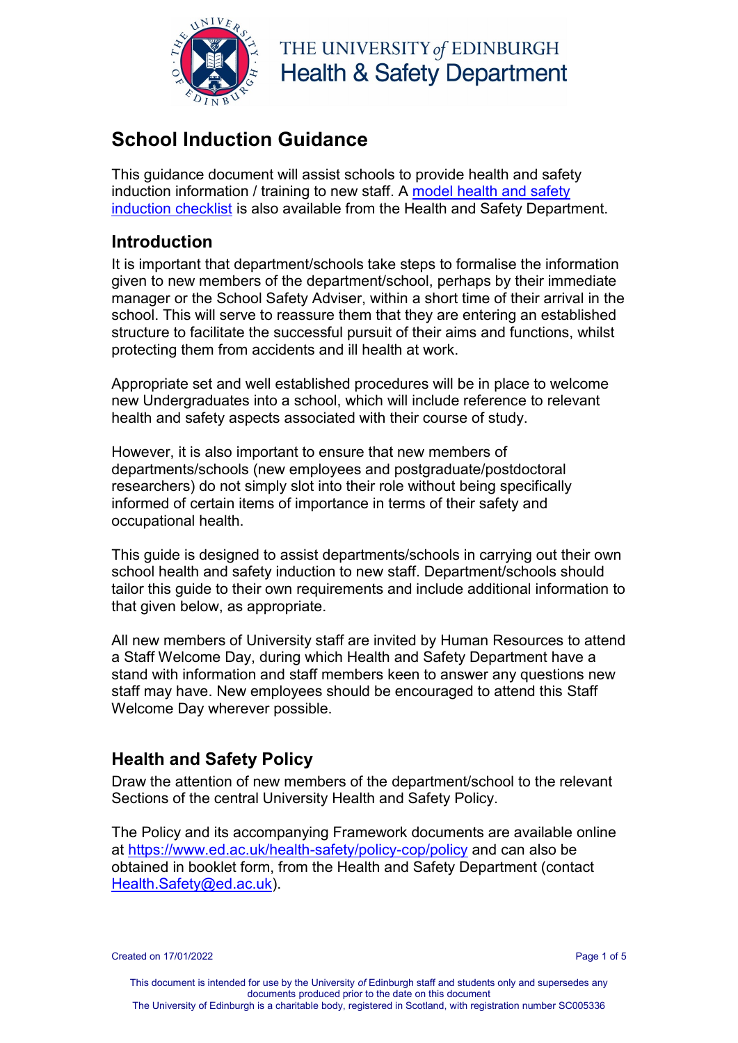THE UNIVERSITY *of* EDINBURGH
Health & Safety Department

# School Induction Guidance

This guidance document will assist schools to provide health and safety induction information / training to new staff. A [model health and safety induction checklist]() is also available from the Health and Safety Department.

## Introduction

It is important that department/schools take steps to formalise the information given to new members of the department/school, perhaps by their immediate manager or the School Safety Adviser, within a short time of their arrival in the school. This will serve to reassure them that they are entering an established structure to facilitate the successful pursuit of their aims and functions, whilst protecting them from accidents and ill health at work.

Appropriate set and well established procedures will be in place to welcome new Undergraduates into a school, which will include reference to relevant health and safety aspects associated with their course of study.

However, it is also important to ensure that new members of departments/schools (new employees and postgraduate/postdoctoral researchers) do not simply slot into their role without being specifically informed of certain items of importance in terms of their safety and occupational health.

This guide is designed to assist departments/schools in carrying out their own school health and safety induction to new staff. Department/schools should tailor this guide to their own requirements and include additional information to that given below, as appropriate.

All new members of University staff are invited by Human Resources to attend a Staff Welcome Day, during which Health and Safety Department have a stand with information and staff members keen to answer any questions new staff may have. New employees should be encouraged to attend this Staff Welcome Day wherever possible.

## Health and Safety Policy

Draw the attention of new members of the department/school to the relevant Sections of the central University Health and Safety Policy.

The Policy and its accompanying Framework documents are available online at https://www.ed.ac.uk/health-safety/policy-cop/policy and can also be obtained in booklet form, from the Health and Safety Department (contact Health.Safety@ed.ac.uk).

Created on 17/01/2022

This document is intended for use by the University *of* Edinburgh staff and students only and supersedes any documents produced prior to the date on this document
The University of Edinburgh is a charitable body, registered in Scotland, with registration number SC005336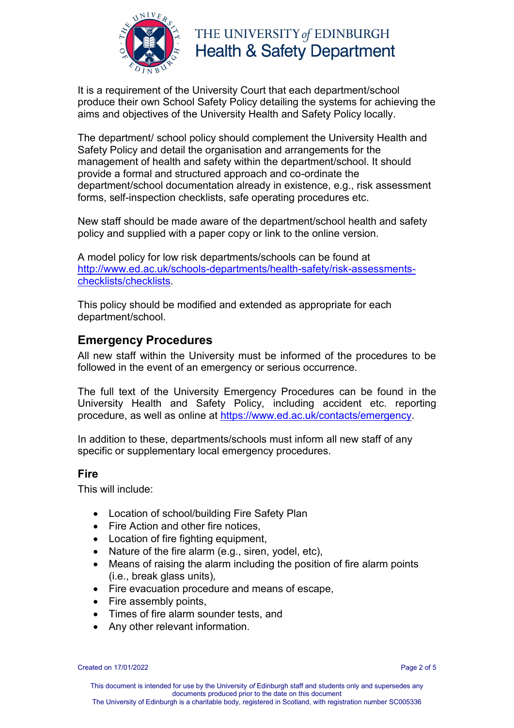It is a requirement of the University Court that each department/school produce their own School Safety Policy detailing the systems for achieving the aims and objectives of the University Health and Safety Policy locally.

The department/ school policy should complement the University Health and Safety Policy and detail the organisation and arrangements for the management of health and safety within the department/school. It should provide a formal and structured approach and co-ordinate the department/school documentation already in existence, e.g., risk assessment forms, self-inspection checklists, safe operating procedures etc.

New staff should be made aware of the department/school health and safety policy and supplied with a paper copy or link to the online version.

A model policy for low risk departments/schools can be found at [http://www.ed.ac.uk/schools-departments/health-safety/risk-assessments-checklists/checklists](http://www.ed.ac.uk/schools-departments/health-safety/risk-assessments-checklists/checklists).

This policy should be modified and extended as appropriate for each department/school.

## Emergency Procedures

All new staff within the University must be informed of the procedures to be followed in the event of an emergency or serious occurrence.

The full text of the University Emergency Procedures can be found in the University Health and Safety Policy, including accident etc. reporting procedure, as well as online at [https://www.ed.ac.uk/contacts/emergency](https://www.ed.ac.uk/contacts/emergency).

In addition to these, departments/schools must inform all new staff of any specific or supplementary local emergency procedures.

### Fire

This will include:

- Location of school/building Fire Safety Plan
- Fire Action and other fire notices,
- Location of fire fighting equipment,
- Nature of the fire alarm (e.g., siren, yodel, etc),
- Means of raising the alarm including the position of fire alarm points (i.e., break glass units),
- Fire evacuation procedure and means of escape,
- Fire assembly points,
- Times of fire alarm sounder tests, and
- Any other relevant information.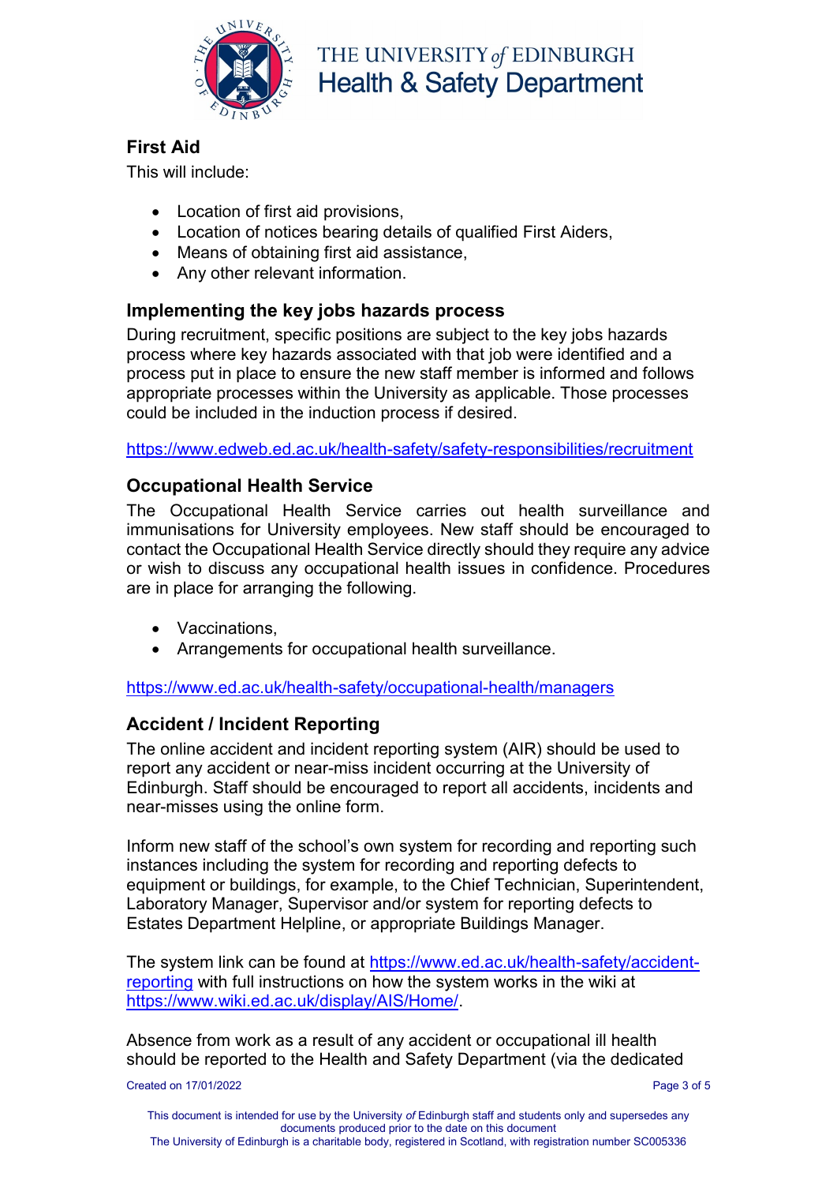## First Aid

This will include:

- Location of first aid provisions,
- Location of notices bearing details of qualified First Aiders,
- Means of obtaining first aid assistance,
- Any other relevant information.

## Implementing the key jobs hazards process

During recruitment, specific positions are subject to the key jobs hazards process where key hazards associated with that job were identified and a process put in place to ensure the new staff member is informed and follows appropriate processes within the University as applicable. Those processes could be included in the induction process if desired.

https://www.edweb.ed.ac.uk/health-safety/safety-responsibilities/recruitment

## Occupational Health Service

The Occupational Health Service carries out health surveillance and immunisations for University employees. New staff should be encouraged to contact the Occupational Health Service directly should they require any advice or wish to discuss any occupational health issues in confidence. Procedures are in place for arranging the following.

- Vaccinations,
- Arrangements for occupational health surveillance.

https://www.ed.ac.uk/health-safety/occupational-health/managers

## Accident / Incident Reporting

The online accident and incident reporting system (AIR) should be used to report any accident or near-miss incident occurring at the University of Edinburgh. Staff should be encouraged to report all accidents, incidents and near-misses using the online form.

Inform new staff of the school's own system for recording and reporting such instances including the system for recording and reporting defects to equipment or buildings, for example, to the Chief Technician, Superintendent, Laboratory Manager, Supervisor and/or system for reporting defects to Estates Department Helpline, or appropriate Buildings Manager.

The system link can be found at https://www.ed.ac.uk/health-safety/accident-reporting with full instructions on how the system works in the wiki at https://www.wiki.ed.ac.uk/display/AIS/Home/.

Absence from work as a result of any accident or occupational ill health should be reported to the Health and Safety Department (via the dedicated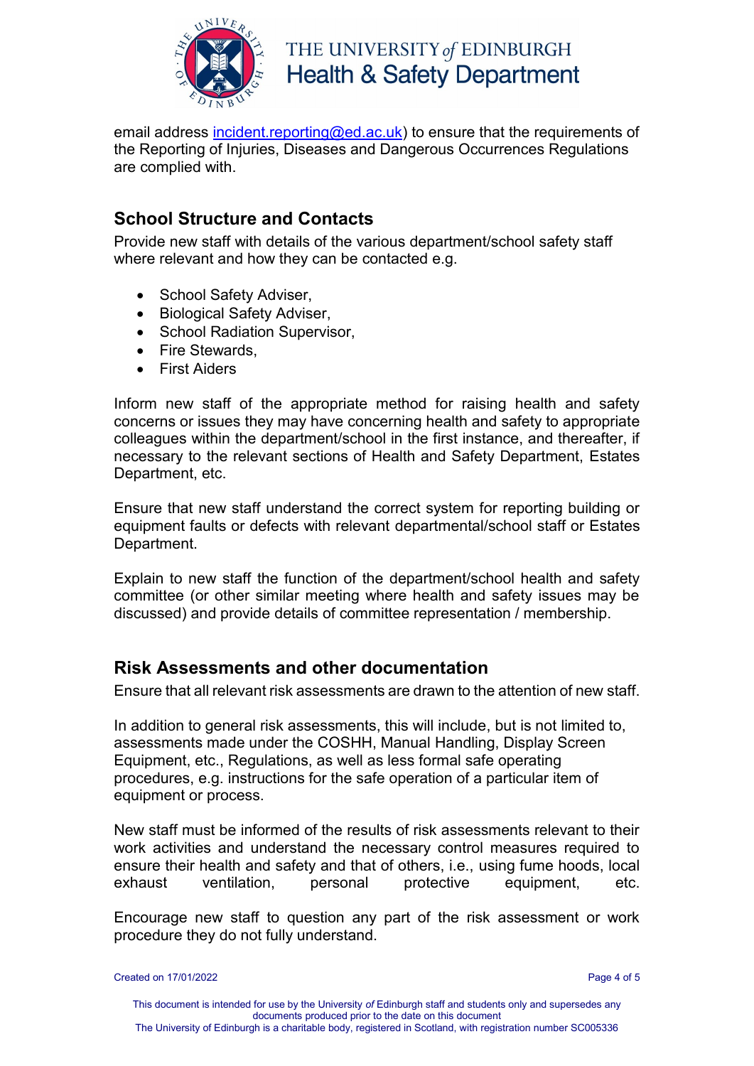email address [incident.reporting@ed.ac.uk](mailto:incident.reporting@ed.ac.uk)) to ensure that the requirements of the Reporting of Injuries, Diseases and Dangerous Occurrences Regulations are complied with.

## School Structure and Contacts

Provide new staff with details of the various department/school safety staff where relevant and how they can be contacted e.g.

- School Safety Adviser,
- Biological Safety Adviser,
- School Radiation Supervisor,
- Fire Stewards,
- First Aiders

Inform new staff of the appropriate method for raising health and safety concerns or issues they may have concerning health and safety to appropriate colleagues within the department/school in the first instance, and thereafter, if necessary to the relevant sections of Health and Safety Department, Estates Department, etc.

Ensure that new staff understand the correct system for reporting building or equipment faults or defects with relevant departmental/school staff or Estates Department.

Explain to new staff the function of the department/school health and safety committee (or other similar meeting where health and safety issues may be discussed) and provide details of committee representation / membership.

## Risk Assessments and other documentation

Ensure that all relevant risk assessments are drawn to the attention of new staff.

In addition to general risk assessments, this will include, but is not limited to, assessments made under the COSHH, Manual Handling, Display Screen Equipment, etc., Regulations, as well as less formal safe operating procedures, e.g. instructions for the safe operation of a particular item of equipment or process.

New staff must be informed of the results of risk assessments relevant to their work activities and understand the necessary control measures required to ensure their health and safety and that of others, i.e., using fume hoods, local exhaust ventilation, personal protective equipment, etc.

Encourage new staff to question any part of the risk assessment or work procedure they do not fully understand.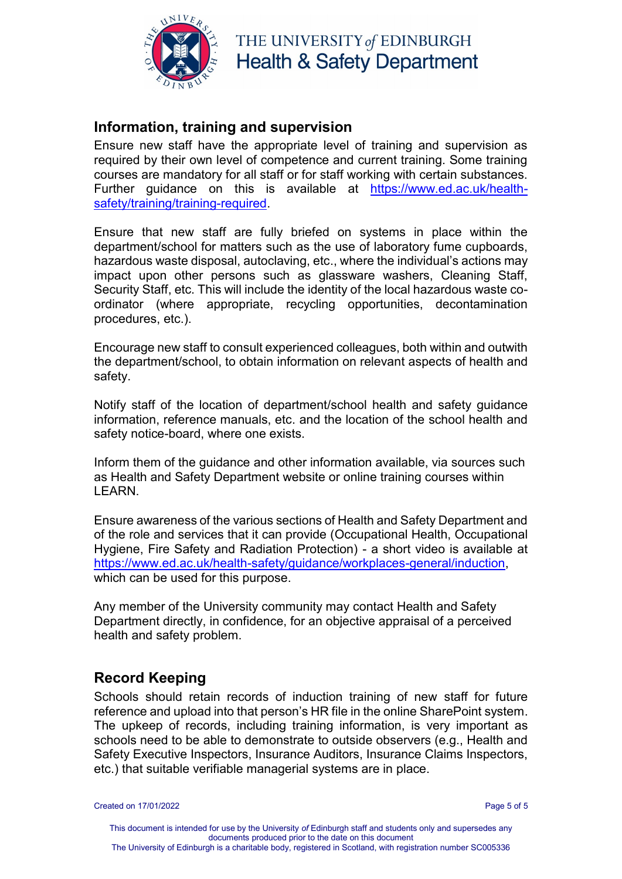## Information, training and supervision

Ensure new staff have the appropriate level of training and supervision as required by their own level of competence and current training. Some training courses are mandatory for all staff or for staff working with certain substances. Further guidance on this is available at [https://www.ed.ac.uk/health-safety/training/training-required](https://www.ed.ac.uk/health-safety/training/training-required).

Ensure that new staff are fully briefed on systems in place within the department/school for matters such as the use of laboratory fume cupboards, hazardous waste disposal, autoclaving, etc., where the individual's actions may impact upon other persons such as glassware washers, Cleaning Staff, Security Staff, etc. This will include the identity of the local hazardous waste co-ordinator (where appropriate, recycling opportunities, decontamination procedures, etc.).

Encourage new staff to consult experienced colleagues, both within and outwith the department/school, to obtain information on relevant aspects of health and safety.

Notify staff of the location of department/school health and safety guidance information, reference manuals, etc. and the location of the school health and safety notice-board, where one exists.

Inform them of the guidance and other information available, via sources such as Health and Safety Department website or online training courses within LEARN.

Ensure awareness of the various sections of Health and Safety Department and of the role and services that it can provide (Occupational Health, Occupational Hygiene, Fire Safety and Radiation Protection) - a short video is available at [https://www.ed.ac.uk/health-safety/guidance/workplaces-general/induction](https://www.ed.ac.uk/health-safety/guidance/workplaces-general/induction), which can be used for this purpose.

Any member of the University community may contact Health and Safety Department directly, in confidence, for an objective appraisal of a perceived health and safety problem.

## Record Keeping

Schools should retain records of induction training of new staff for future reference and upload into that person's HR file in the online SharePoint system. The upkeep of records, including training information, is very important as schools need to be able to demonstrate to outside observers (e.g., Health and Safety Executive Inspectors, Insurance Auditors, Insurance Claims Inspectors, etc.) that suitable verifiable managerial systems are in place.